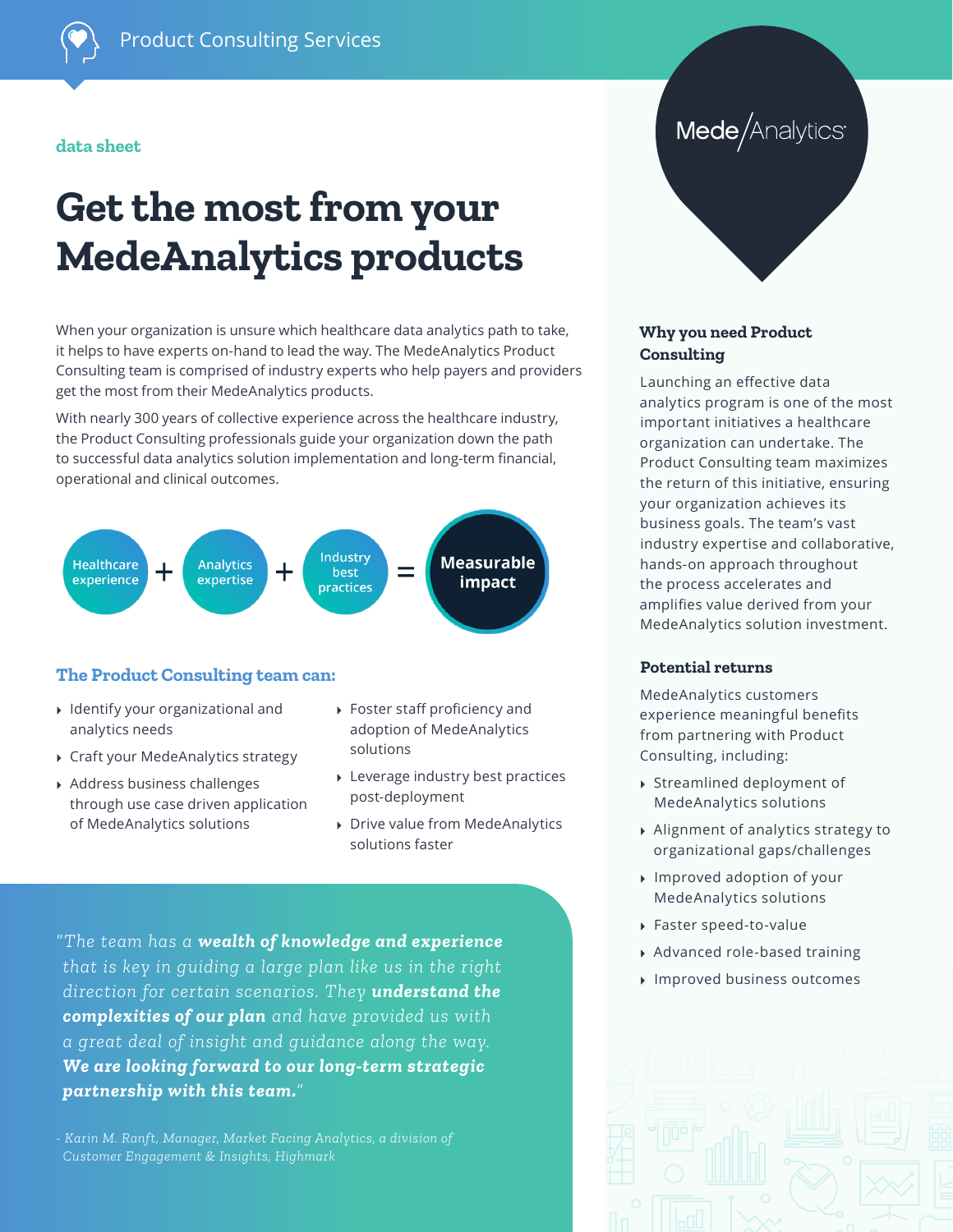Product Consulting Services

data sheet

# Get the most from your MedeAnalytics products

When your organization is unsure which healthcare data analytics path to take, it helps to have experts on-hand to lead the way. The MedeAnalytics Product Consulting team is comprised of industry experts who help payers and providers get the most from their MedeAnalytics products.

With nearly 300 years of collective experience across the healthcare industry, the Product Consulting professionals guide your organization down the path to successful data analytics solution implementation and long-term financial, operational and clinical outcomes.

Healthcare experience + Analytics expertise + Industry best practices = **Measurable impact**

## The Product Consulting team can:

- Identify your organizational and analytics needs
- Craft your MedeAnalytics strategy
- Address business challenges through use case driven application of MedeAnalytics solutions
- Foster staff proficiency and adoption of MedeAnalytics solutions
- Leverage industry best practices post-deployment
- Drive value from MedeAnalytics solutions faster

*"The team has a **wealth of knowledge and experience** that is key in guiding a large plan like us in the right direction for certain scenarios. They **understand the complexities of our plan** and have provided us with a great deal of insight and guidance along the way. **We are looking forward to our long-term strategic partnership with this team.**"*

*- Karin M. Ranft, Manager, Market Facing Analytics, a division of Customer Engagement & Insights, Highmark*

MedeAnalytics

### Why you need Product Consulting

Launching an effective data analytics program is one of the most important initiatives a healthcare organization can undertake. The Product Consulting team maximizes the return of this initiative, ensuring your organization achieves its business goals. The team's vast industry expertise and collaborative, hands-on approach throughout the process accelerates and amplifies value derived from your MedeAnalytics solution investment.

### Potential returns

MedeAnalytics customers experience meaningful benefits from partnering with Product Consulting, including:

- Streamlined deployment of MedeAnalytics solutions
- Alignment of analytics strategy to organizational gaps/challenges
- Improved adoption of your MedeAnalytics solutions
- Faster speed-to-value
- Advanced role-based training
- Improved business outcomes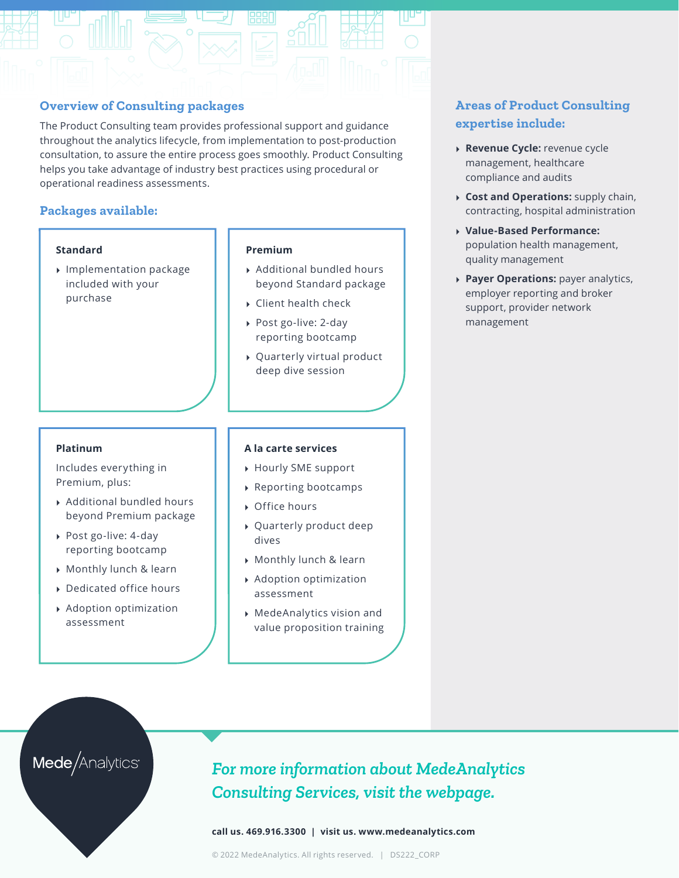## Overview of Consulting packages

The Product Consulting team provides professional support and guidance throughout the analytics lifecycle, from implementation to post-production consultation, to assure the entire process goes smoothly. Product Consulting helps you take advantage of industry best practices using procedural or operational readiness assessments.

## Packages available:

### Standard

- Implementation package included with your purchase

### Premium

- Additional bundled hours beyond Standard package
- Client health check
- Post go-live: 2-day reporting bootcamp
- Quarterly virtual product deep dive session

### Platinum

Includes everything in Premium, plus:

- Additional bundled hours beyond Premium package
- Post go-live: 4-day reporting bootcamp
- Monthly lunch & learn
- Dedicated office hours
- Adoption optimization assessment

### A la carte services

- Hourly SME support
- Reporting bootcamps
- Office hours
- Quarterly product deep dives
- Monthly lunch & learn
- Adoption optimization assessment
- MedeAnalytics vision and value proposition training

## Areas of Product Consulting expertise include:

- **Revenue Cycle:** revenue cycle management, healthcare compliance and audits
- **Cost and Operations:** supply chain, contracting, hospital administration
- **Value-Based Performance:** population health management, quality management
- **Payer Operations:** payer analytics, employer reporting and broker support, provider network management

Mede/Analytics

*For more information about MedeAnalytics Consulting Services, visit the webpage.*

**call us. 469.916.3300 | visit us. www.medeanalytics.com**

© 2022 MedeAnalytics. All rights reserved. | DS222_CORP